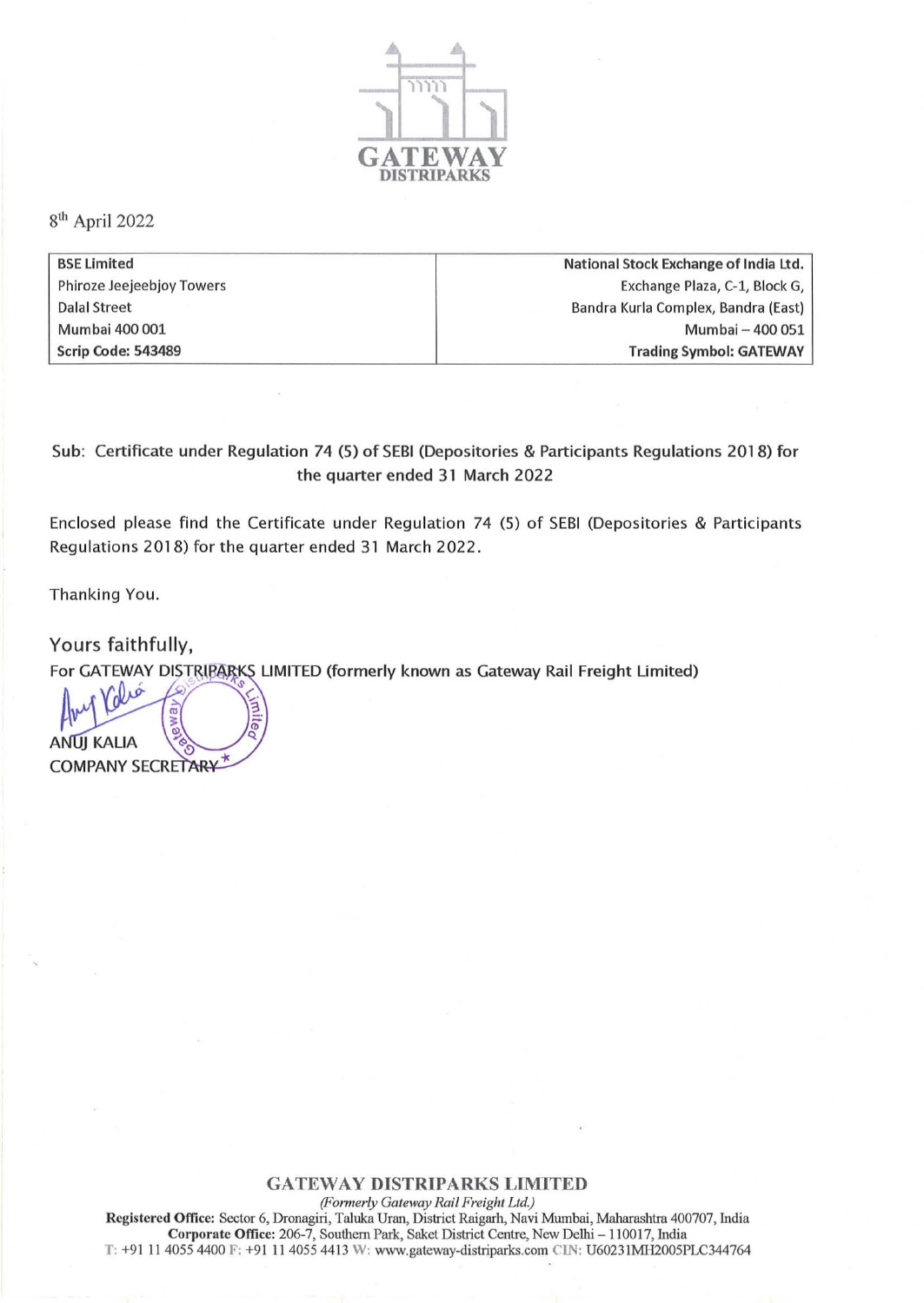GATEWAY
DISTRIPARKS

8th April 2022

| | |
|---|---|
| **BSE Limited** | **National Stock Exchange of India Ltd.** |
| Phiroze Jeejeebjoy Towers | Exchange Plaza, C-1, Block G, |
| Dalal Street | Bandra Kurla Complex, Bandra (East) |
| Mumbai 400 001 | Mumbai – 400 051 |
| **Scrip Code: 543489** | **Trading Symbol: GATEWAY** |

Sub: Certificate under Regulation 74 (5) of SEBI (Depositories & Participants Regulations 2018) for the quarter ended 31 March 2022

Enclosed please find the Certificate under Regulation 74 (5) of SEBI (Depositories & Participants Regulations 2018) for the quarter ended 31 March 2022.

Thanking You.

Yours faithfully,

For GATEWAY DISTRIPARKS LIMITED (formerly known as Gateway Rail Freight Limited)

ANUJ KALIA
COMPANY SECRETARY

**GATEWAY DISTRIPARKS LIMITED**

*(Formerly Gateway Rail Freight Ltd.)*

**Registered Office:** Sector 6, Dronagiri, Taluka Uran, District Raigarh, Navi Mumbai, Maharashtra 400707, India
**Corporate Office:** 206-7, Southern Park, Saket District Centre, New Delhi – 110017, India
T: +91 11 4055 4400 F: +91 11 4055 4413 W: www.gateway-distriparks.com CIN: U60231MH2005PLC344764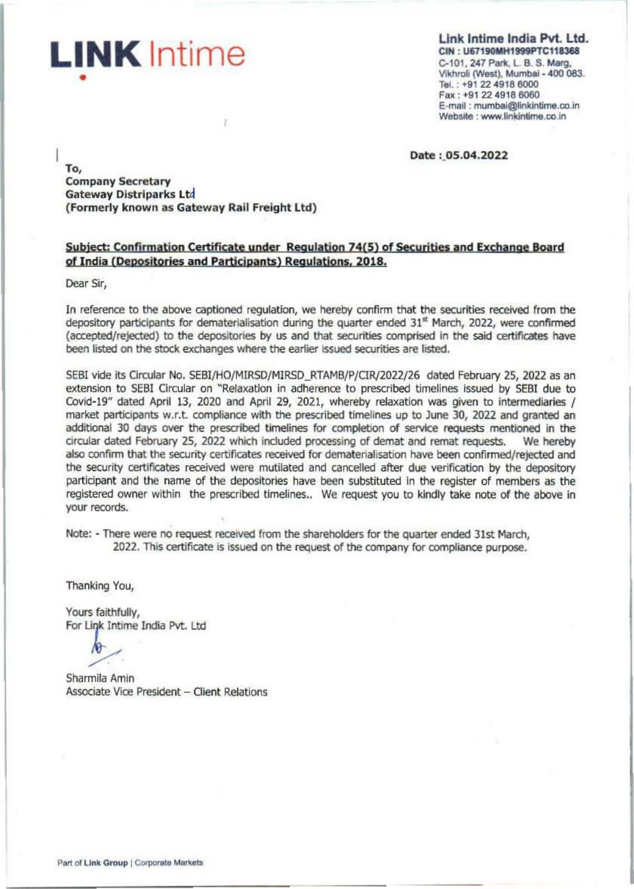**LINK** Intime

**Link Intime India Pvt. Ltd.**
CIN : U67190MH1999PTC118368
C-101, 247 Park, L. B. S. Marg,
Vikhroli (West), Mumbai - 400 083.
Tel. : +91 22 4918 6000
Fax : +91 22 4918 6060
E-mail : mumbai@linkintime.co.in
Website : www.linkintime.co.in

**Date : 05.04.2022**

**To,**
**Company Secretary**
**Gateway Distriparks Ltd**
**(Formerly known as Gateway Rail Freight Ltd)**

**Subject: Confirmation Certificate under Regulation 74(5) of Securities and Exchange Board of India (Depositories and Participants) Regulations, 2018.**

Dear Sir,

In reference to the above captioned regulation, we hereby confirm that the securities received from the depository participants for dematerialisation during the quarter ended 31st March, 2022, were confirmed (accepted/rejected) to the depositories by us and that securities comprised in the said certificates have been listed on the stock exchanges where the earlier issued securities are listed.

SEBI vide its Circular No. SEBI/HO/MIRSD/MIRSD_RTAMB/P/CIR/2022/26 dated February 25, 2022 as an extension to SEBI Circular on "Relaxation in adherence to prescribed timelines issued by SEBI due to Covid-19" dated April 13, 2020 and April 29, 2021, whereby relaxation was given to intermediaries / market participants w.r.t. compliance with the prescribed timelines up to June 30, 2022 and granted an additional 30 days over the prescribed timelines for completion of service requests mentioned in the circular dated February 25, 2022 which included processing of demat and remat requests. We hereby also confirm that the security certificates received for dematerialisation have been confirmed/rejected and the security certificates received were mutilated and cancelled after due verification by the depository participant and the name of the depositories have been substituted in the register of members as the registered owner within the prescribed timelines.. We request you to kindly take note of the above in your records.

Note: - There were no request received from the shareholders for the quarter ended 31st March, 2022. This certificate is issued on the request of the company for compliance purpose.

Thanking You,

Yours faithfully,
For Link Intime India Pvt. Ltd

Sharmila Amin
Associate Vice President – Client Relations

Part of Link Group | Corporate Markets